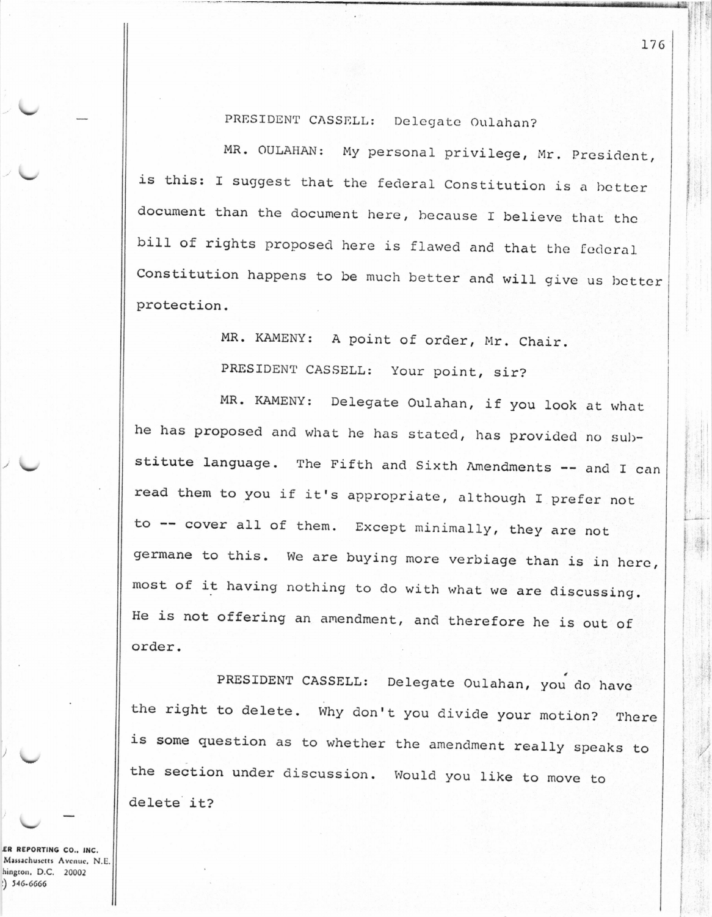PRESIDENT CASSELL: Delegate Oulahan?

MR. OULAHAN: My personal privilege, Mr. President, is this: I suggest that the federal Constitution is a better document than the document here, because I believe that the bill of rights proposed here is flawed and that the federal Constitution happens to be much better and will give us better protection.

MR. KAMENY: A point of order, Mr. Chair.

PRESIDENT CASSELL: Your point, sir?

MR. KAMENY: Delegate Oulahan, if you look at what he has proposed and what he has stated, has provided no substitute language. The Fifth and Sixth Amendments -- and I can read them to you if it's appropriate, although I prefer not to -- cover all of them. Except minimally, they are not germane to this. We are buying more verbiage than is in here, most of it having nothing to do with what we are discussing. He is not offering an amendment, and therefore he is out of order.

PRESIDENT CASSELL: Delegate Oulahan, you do have the right to delete. Why don't you divide your motion? There is some question as to whether the amendment really speaks to the section under discussion. Would you like to move to delete it?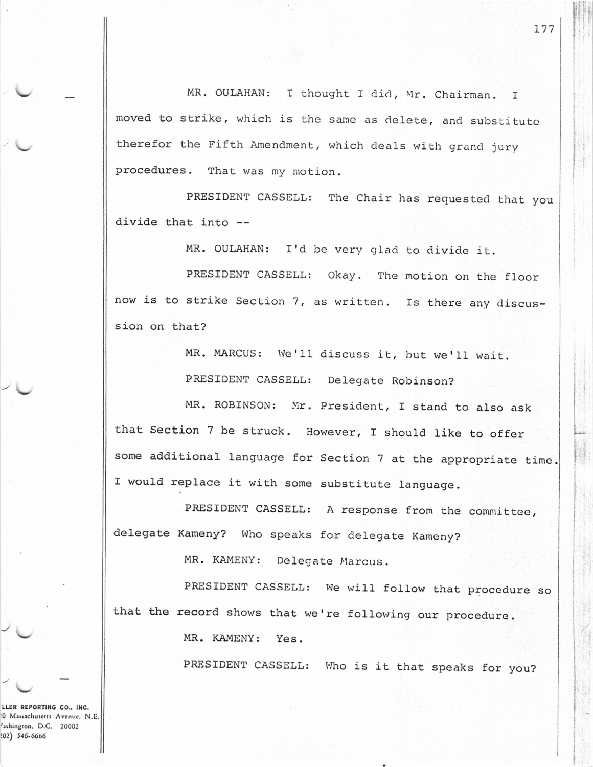MR. OULAHAN: I thought I did, Mr. Chairman. I moved to strike, which is the same as delete, and substitute therefor the Fifth Amendment, which deals with grand jury procedures. That was my motion.

PRESIDENT CASSELL: The Chair has requested that you divide that into --

MR. OULAHAN: I'd be very glad to divide it.

PRESIDENT CASSELL: Okay. The motion on the floor now is to strike Section 7, as written. Is there any discussion on that?

MR. MARCUS: We'll discuss it, but we'll wait.

PRESIDENT CASSELL: Delegate Robinson?

MR. ROBINSON: Mr. President, I stand to also ask that Section 7 be struck. However, I should like to offer some additional language for Section 7 at the appropriate time. I would replace it with some substitute language.

PRESIDENT CASSELL: A response from the committee, delegate Kameny? Who speaks for delegate Kameny?

MR. KAMENY: Delegate Marcus.

PRESIDENT CASSELL: We will follow that procedure so that the record shows that we're following our procedure.

MR. KAMENY: Yes.

PRESIDENT CASSELL: Who is it that speaks for you?

LLER REPORTING CO., INC.
'0 Massachusetts Avenue, N.E.
'ashington, D.C. 20002
!02) 546-6666